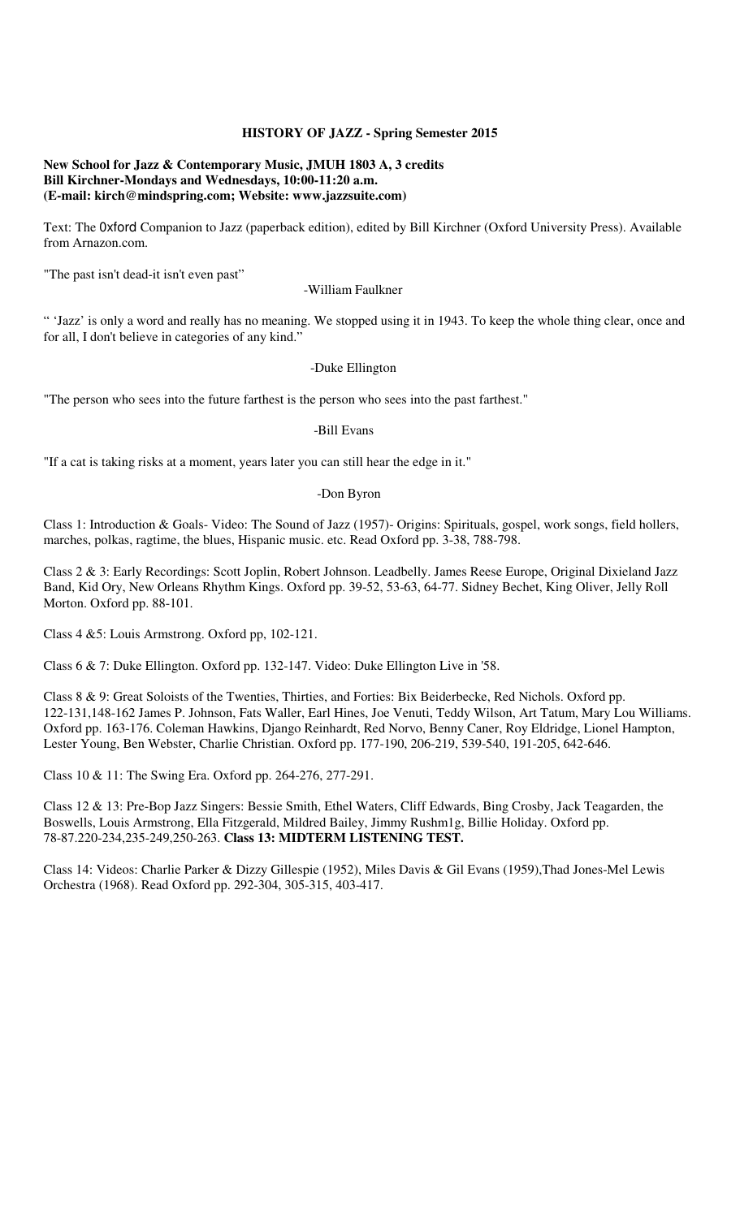**HISTORY OF JAZZ - Spring Semester 2015**

**New School for Jazz & Contemporary Music, JMUH 1803 A, 3 credits**
**Bill Kirchner-Mondays and Wednesdays, 10:00-11:20 a.m.**
**(E-mail: kirch@mindspring.com; Website: www.jazzsuite.com)**

Text: The Oxford Companion to Jazz (paperback edition), edited by Bill Kirchner (Oxford University Press). Available from Arnazon.com.

"The past isn't dead-it isn't even past"

-William Faulkner

" 'Jazz' is only a word and really has no meaning. We stopped using it in 1943. To keep the whole thing clear, once and for all, I don't believe in categories of any kind."

-Duke Ellington

"The person who sees into the future farthest is the person who sees into the past farthest."

-Bill Evans

"If a cat is taking risks at a moment, years later you can still hear the edge in it."

-Don Byron

Class 1: Introduction & Goals- Video: The Sound of Jazz (1957)- Origins: Spirituals, gospel, work songs, field hollers, marches, polkas, ragtime, the blues, Hispanic music. etc. Read Oxford pp. 3-38, 788-798.

Class 2 & 3: Early Recordings: Scott Joplin, Robert Johnson. Leadbelly. James Reese Europe, Original Dixieland Jazz Band, Kid Ory, New Orleans Rhythm Kings. Oxford pp. 39-52, 53-63, 64-77. Sidney Bechet, King Oliver, Jelly Roll Morton. Oxford pp. 88-101.

Class 4 &5: Louis Armstrong. Oxford pp, 102-121.

Class 6 & 7: Duke Ellington. Oxford pp. 132-147. Video: Duke Ellington Live in '58.

Class 8 & 9: Great Soloists of the Twenties, Thirties, and Forties: Bix Beiderbecke, Red Nichols. Oxford pp. 122-131,148-162 James P. Johnson, Fats Waller, Earl Hines, Joe Venuti, Teddy Wilson, Art Tatum, Mary Lou Williams. Oxford pp. 163-176. Coleman Hawkins, Django Reinhardt, Red Norvo, Benny Caner, Roy Eldridge, Lionel Hampton, Lester Young, Ben Webster, Charlie Christian. Oxford pp. 177-190, 206-219, 539-540, 191-205, 642-646.

Class 10 & 11: The Swing Era. Oxford pp. 264-276, 277-291.

Class 12 & 13: Pre-Bop Jazz Singers: Bessie Smith, Ethel Waters, Cliff Edwards, Bing Crosby, Jack Teagarden, the Boswells, Louis Armstrong, Ella Fitzgerald, Mildred Bailey, Jimmy Rushm1g, Billie Holiday. Oxford pp. 78-87.220-234,235-249,250-263. **Class 13: MIDTERM LISTENING TEST.**

Class 14: Videos: Charlie Parker & Dizzy Gillespie (1952), Miles Davis & Gil Evans (1959),Thad Jones-Mel Lewis Orchestra (1968). Read Oxford pp. 292-304, 305-315, 403-417.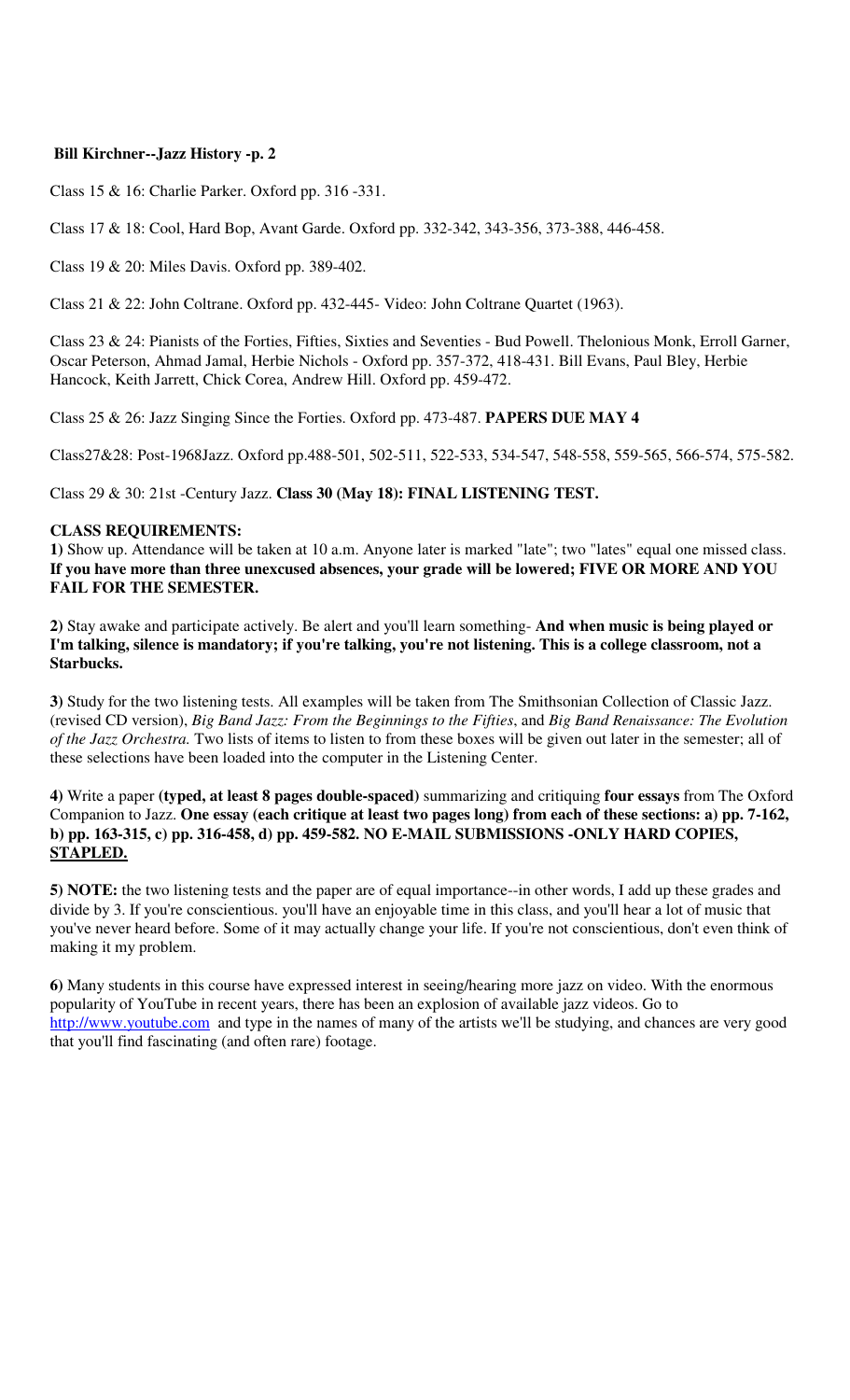Class 15 & 16: Charlie Parker. Oxford pp. 316 -331.

Class 17 & 18: Cool, Hard Bop, Avant Garde. Oxford pp. 332-342, 343-356, 373-388, 446-458.

Class 19 & 20: Miles Davis. Oxford pp. 389-402.

Class 21 & 22: John Coltrane. Oxford pp. 432-445- Video: John Coltrane Quartet (1963).

Class 23 & 24: Pianists of the Forties, Fifties, Sixties and Seventies - Bud Powell. Thelonious Monk, Erroll Garner, Oscar Peterson, Ahmad Jamal, Herbie Nichols - Oxford pp. 357-372, 418-431. Bill Evans, Paul Bley, Herbie Hancock, Keith Jarrett, Chick Corea, Andrew Hill. Oxford pp. 459-472.

Class 25 & 26: Jazz Singing Since the Forties. Oxford pp. 473-487. **PAPERS DUE MAY 4**

Class27&28: Post-1968Jazz. Oxford pp.488-501, 502-511, 522-533, 534-547, 548-558, 559-565, 566-574, 575-582.

Class 29 & 30: 21st -Century Jazz. **Class 30 (May 18): FINAL LISTENING TEST.**

**CLASS REQUIREMENTS:**

**1)** Show up. Attendance will be taken at 10 a.m. Anyone later is marked "late"; two "lates" equal one missed class. **If you have more than three unexcused absences, your grade will be lowered; FIVE OR MORE AND YOU FAIL FOR THE SEMESTER.**

**2)** Stay awake and participate actively. Be alert and you'll learn something- **And when music is being played or I'm talking, silence is mandatory; if you're talking, you're not listening. This is a college classroom, not a Starbucks.**

**3)** Study for the two listening tests. All examples will be taken from The Smithsonian Collection of Classic Jazz. (revised CD version), *Big Band Jazz: From the Beginnings to the Fifties*, and *Big Band Renaissance: The Evolution of the Jazz Orchestra.* Two lists of items to listen to from these boxes will be given out later in the semester; all of these selections have been loaded into the computer in the Listening Center.

**4)** Write a paper **(typed, at least 8 pages double-spaced)** summarizing and critiquing **four essays** from The Oxford Companion to Jazz. **One essay (each critique at least two pages long) from each of these sections: a) pp. 7-162, b) pp. 163-315, c) pp. 316-458, d) pp. 459-582. NO E-MAIL SUBMISSIONS -ONLY HARD COPIES, STAPLED.**

**5) NOTE:** the two listening tests and the paper are of equal importance--in other words, I add up these grades and divide by 3. If you're conscientious. you'll have an enjoyable time in this class, and you'll hear a lot of music that you've never heard before. Some of it may actually change your life. If you're not conscientious, don't even think of making it my problem.

**6)** Many students in this course have expressed interest in seeing/hearing more jazz on video. With the enormous popularity of YouTube in recent years, there has been an explosion of available jazz videos. Go to http://www.youtube.com and type in the names of many of the artists we'll be studying, and chances are very good that you'll find fascinating (and often rare) footage.